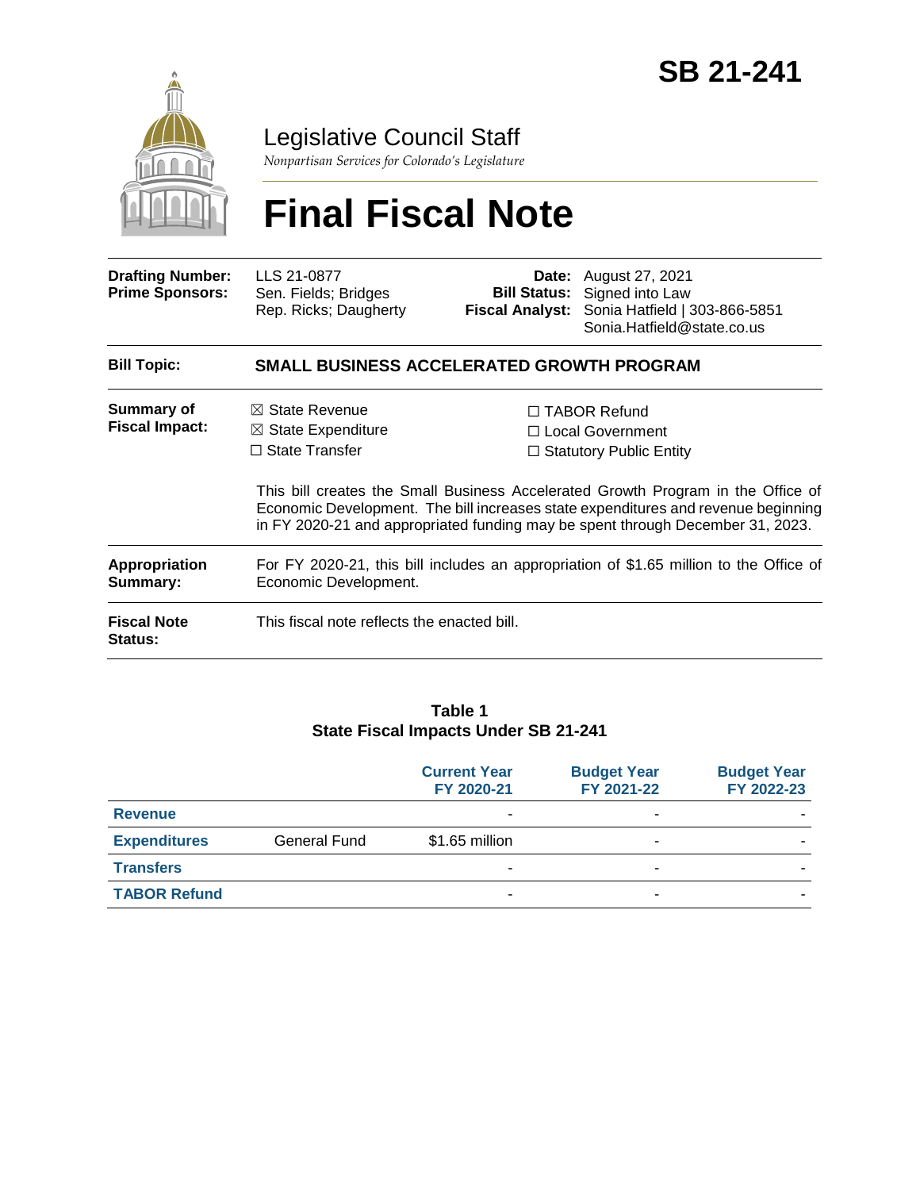# SB 21-241

## Legislative Council Staff

*Nonpartisan Services for Colorado's Legislature*

# Final Fiscal Note

| | | | |
|---|---|---|---|
| **Drafting Number:** | LLS 21-0877 | **Date:** | August 27, 2021 |
| **Prime Sponsors:** | Sen. Fields; Bridges<br>Rep. Ricks; Daugherty | **Bill Status:** | Signed into Law |
| | | **Fiscal Analyst:** | Sonia Hatfield \| 303-866-5851<br>Sonia.Hatfield@state.co.us |

| | |
|---|---|
| **Bill Topic:** | **SMALL BUSINESS ACCELERATED GROWTH PROGRAM** |
| **Summary of Fiscal Impact:** | ☒ State Revenue ☒ State Expenditure ☐ State Transfer ☐ TABOR Refund ☐ Local Government ☐ Statutory Public Entity<br><br>This bill creates the Small Business Accelerated Growth Program in the Office of Economic Development. The bill increases state expenditures and revenue beginning in FY 2020-21 and appropriated funding may be spent through December 31, 2023. |
| **Appropriation Summary:** | For FY 2020-21, this bill includes an appropriation of $1.65 million to the Office of Economic Development. |
| **Fiscal Note Status:** | This fiscal note reflects the enacted bill. |

**Table 1**
**State Fiscal Impacts Under SB 21-241**

| | | Current Year FY 2020-21 | Budget Year FY 2021-22 | Budget Year FY 2022-23 |
|---|---|---|---|---|
| **Revenue** | | - | - | - |
| **Expenditures** | General Fund | $1.65 million | - | - |
| **Transfers** | | - | - | - |
| **TABOR Refund** | | - | - | - |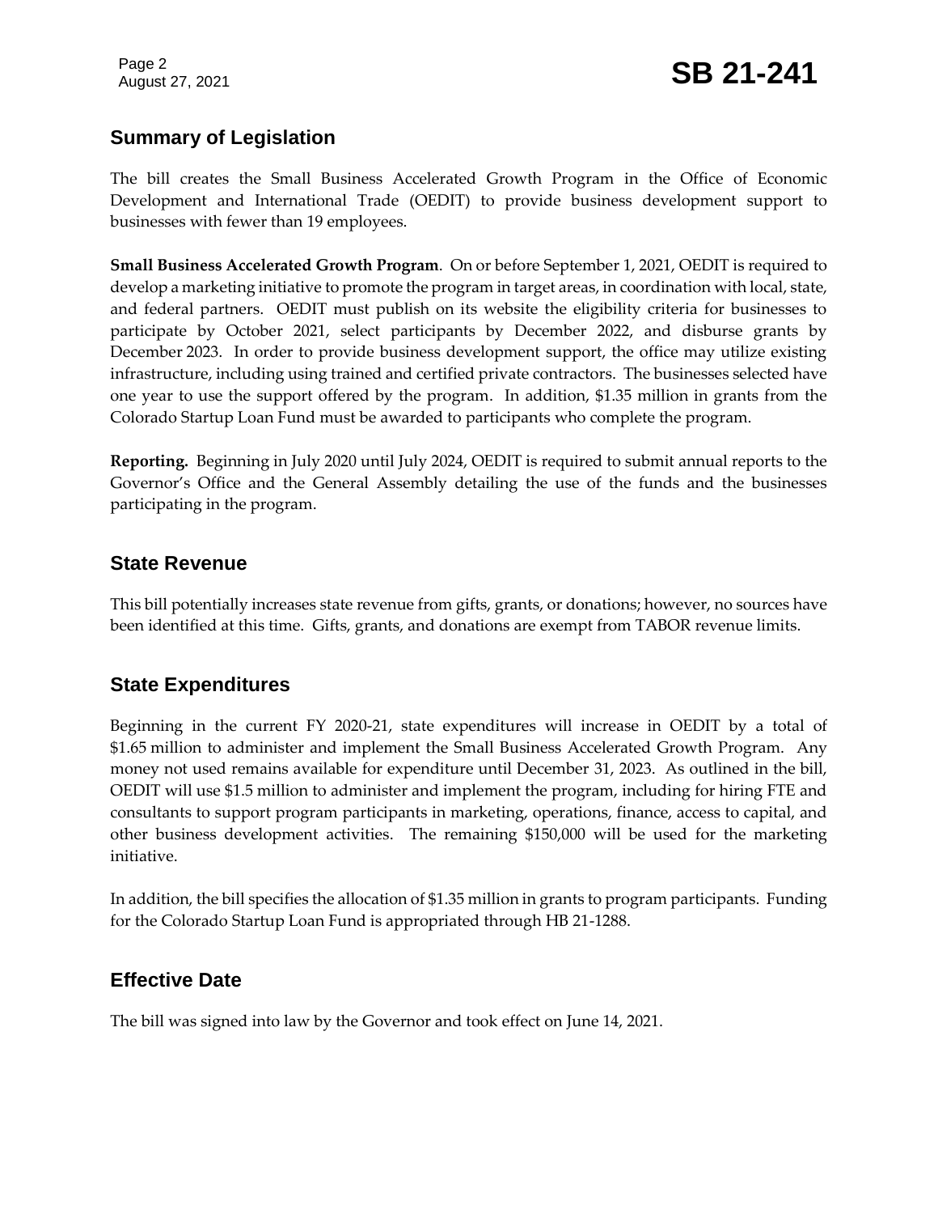## Summary of Legislation

The bill creates the Small Business Accelerated Growth Program in the Office of Economic Development and International Trade (OEDIT) to provide business development support to businesses with fewer than 19 employees.

**Small Business Accelerated Growth Program**. On or before September 1, 2021, OEDIT is required to develop a marketing initiative to promote the program in target areas, in coordination with local, state, and federal partners. OEDIT must publish on its website the eligibility criteria for businesses to participate by October 2021, select participants by December 2022, and disburse grants by December 2023. In order to provide business development support, the office may utilize existing infrastructure, including using trained and certified private contractors. The businesses selected have one year to use the support offered by the program. In addition, $1.35 million in grants from the Colorado Startup Loan Fund must be awarded to participants who complete the program.

**Reporting.** Beginning in July 2020 until July 2024, OEDIT is required to submit annual reports to the Governor's Office and the General Assembly detailing the use of the funds and the businesses participating in the program.

## State Revenue

This bill potentially increases state revenue from gifts, grants, or donations; however, no sources have been identified at this time. Gifts, grants, and donations are exempt from TABOR revenue limits.

## State Expenditures

Beginning in the current FY 2020-21, state expenditures will increase in OEDIT by a total of $1.65 million to administer and implement the Small Business Accelerated Growth Program. Any money not used remains available for expenditure until December 31, 2023. As outlined in the bill, OEDIT will use $1.5 million to administer and implement the program, including for hiring FTE and consultants to support program participants in marketing, operations, finance, access to capital, and other business development activities. The remaining $150,000 will be used for the marketing initiative.

In addition, the bill specifies the allocation of $1.35 million in grants to program participants. Funding for the Colorado Startup Loan Fund is appropriated through HB 21-1288.

## Effective Date

The bill was signed into law by the Governor and took effect on June 14, 2021.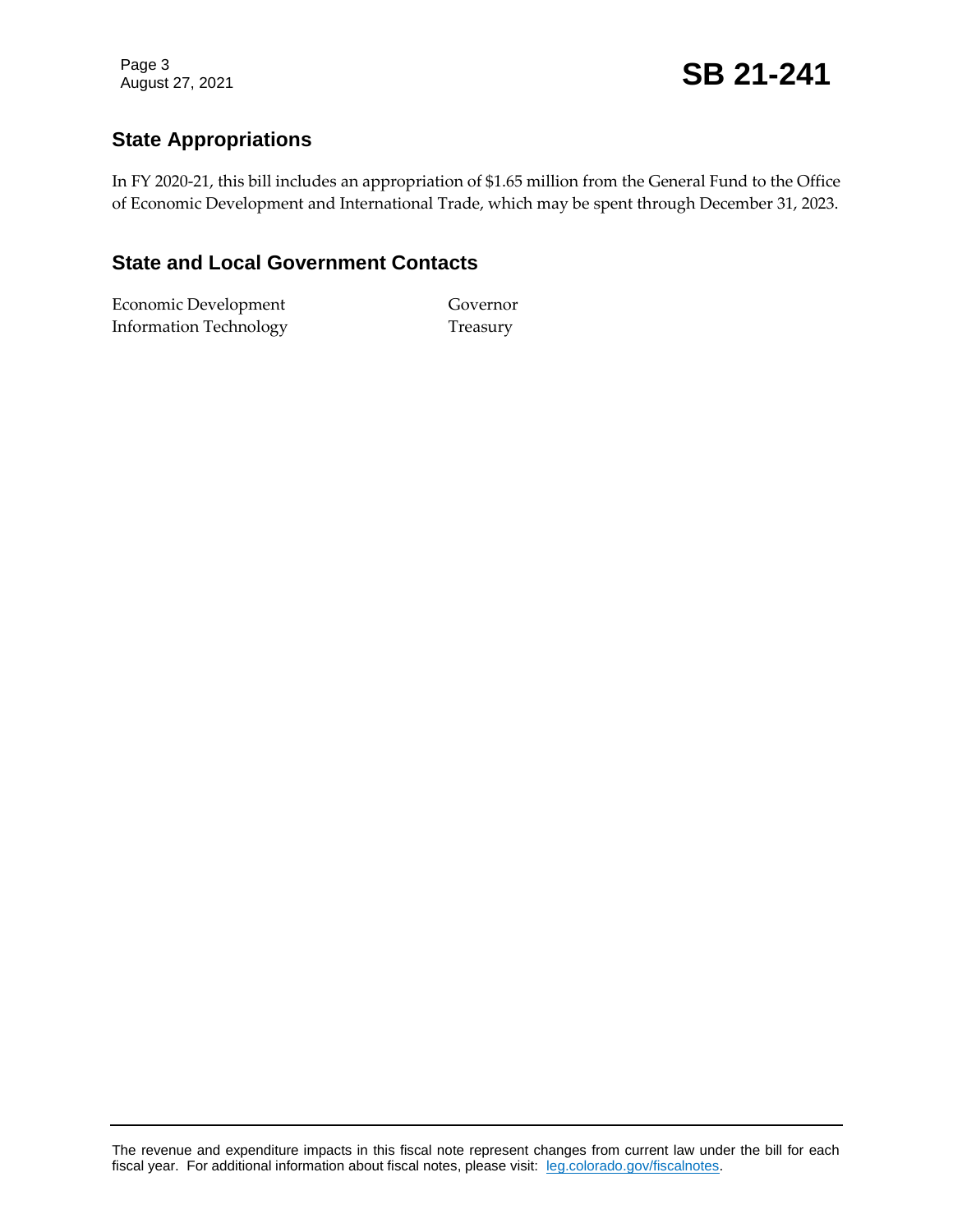## State Appropriations

In FY 2020-21, this bill includes an appropriation of $1.65 million from the General Fund to the Office of Economic Development and International Trade, which may be spent through December 31, 2023.

## State and Local Government Contacts

| | |
|---|---|
| Economic Development | Governor |
| Information Technology | Treasury |

The revenue and expenditure impacts in this fiscal note represent changes from current law under the bill for each fiscal year. For additional information about fiscal notes, please visit: leg.colorado.gov/fiscalnotes.